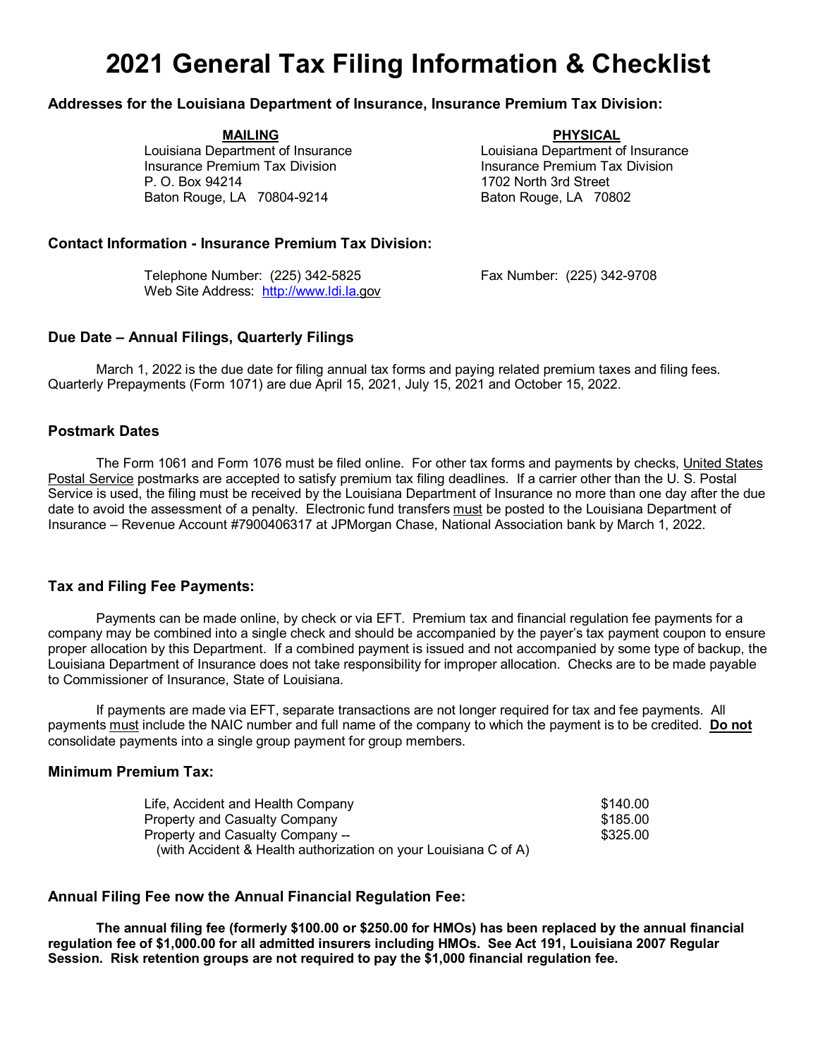# 2021 General Tax Filing Information & Checklist

### Addresses for the Louisiana Department of Insurance, Insurance Premium Tax Division:

**MAILING**
Louisiana Department of Insurance
Insurance Premium Tax Division
P. O. Box 94214
Baton Rouge, LA 70804-9214

**PHYSICAL**
Louisiana Department of Insurance
Insurance Premium Tax Division
1702 North 3rd Street
Baton Rouge, LA 70802

### Contact Information - Insurance Premium Tax Division:

Telephone Number: (225) 342-5825
Fax Number: (225) 342-9708
Web Site Address: http://www.ldi.la.gov

### Due Date – Annual Filings, Quarterly Filings

March 1, 2022 is the due date for filing annual tax forms and paying related premium taxes and filing fees. Quarterly Prepayments (Form 1071) are due April 15, 2021, July 15, 2021 and October 15, 2022.

### Postmark Dates

The Form 1061 and Form 1076 must be filed online. For other tax forms and payments by checks, United States Postal Service postmarks are accepted to satisfy premium tax filing deadlines. If a carrier other than the U. S. Postal Service is used, the filing must be received by the Louisiana Department of Insurance no more than one day after the due date to avoid the assessment of a penalty. Electronic fund transfers must be posted to the Louisiana Department of Insurance – Revenue Account #7900406317 at JPMorgan Chase, National Association bank by March 1, 2022.

### Tax and Filing Fee Payments:

Payments can be made online, by check or via EFT. Premium tax and financial regulation fee payments for a company may be combined into a single check and should be accompanied by the payer's tax payment coupon to ensure proper allocation by this Department. If a combined payment is issued and not accompanied by some type of backup, the Louisiana Department of Insurance does not take responsibility for improper allocation. Checks are to be made payable to Commissioner of Insurance, State of Louisiana.

If payments are made via EFT, separate transactions are not longer required for tax and fee payments. All payments must include the NAIC number and full name of the company to which the payment is to be credited. **Do not** consolidate payments into a single group payment for group members.

### Minimum Premium Tax:

| | |
|---|---|
| Life, Accident and Health Company | $140.00 |
| Property and Casualty Company | $185.00 |
| Property and Casualty Company -- (with Accident & Health authorization on your Louisiana C of A) | $325.00 |

### Annual Filing Fee now the Annual Financial Regulation Fee:

**The annual filing fee (formerly $100.00 or $250.00 for HMOs) has been replaced by the annual financial regulation fee of $1,000.00 for all admitted insurers including HMOs. See Act 191, Louisiana 2007 Regular Session. Risk retention groups are not required to pay the $1,000 financial regulation fee.**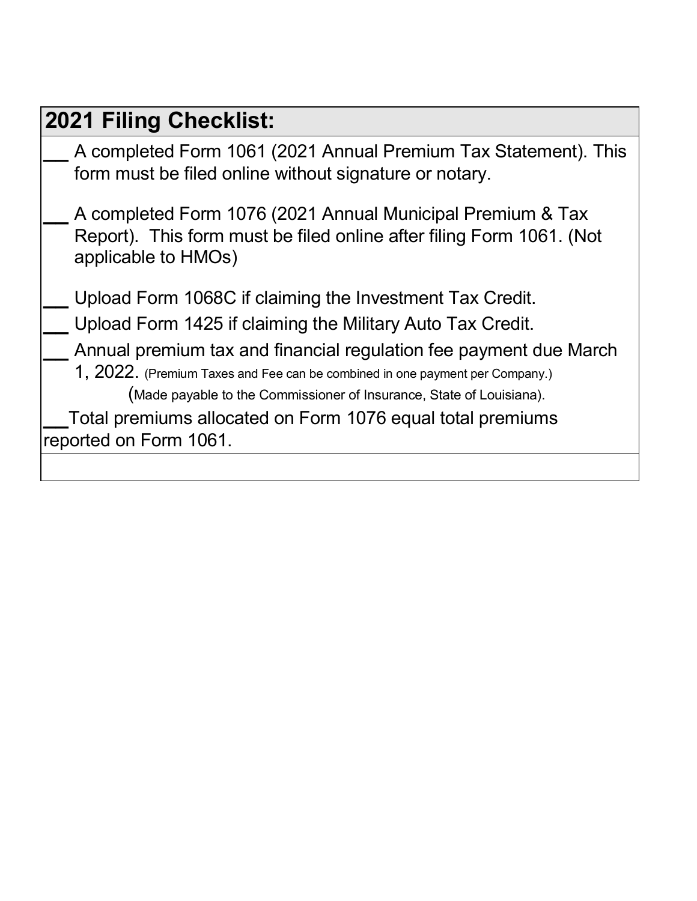## 2021 Filing Checklist:

___ A completed Form 1061 (2021 Annual Premium Tax Statement). This form must be filed online without signature or notary.

___ A completed Form 1076 (2021 Annual Municipal Premium & Tax Report). This form must be filed online after filing Form 1061. (Not applicable to HMOs)

___ Upload Form 1068C if claiming the Investment Tax Credit.

___ Upload Form 1425 if claiming the Military Auto Tax Credit.

___ Annual premium tax and financial regulation fee payment due March 1, 2022. (Premium Taxes and Fee can be combined in one payment per Company.) (Made payable to the Commissioner of Insurance, State of Louisiana).

___Total premiums allocated on Form 1076 equal total premiums reported on Form 1061.